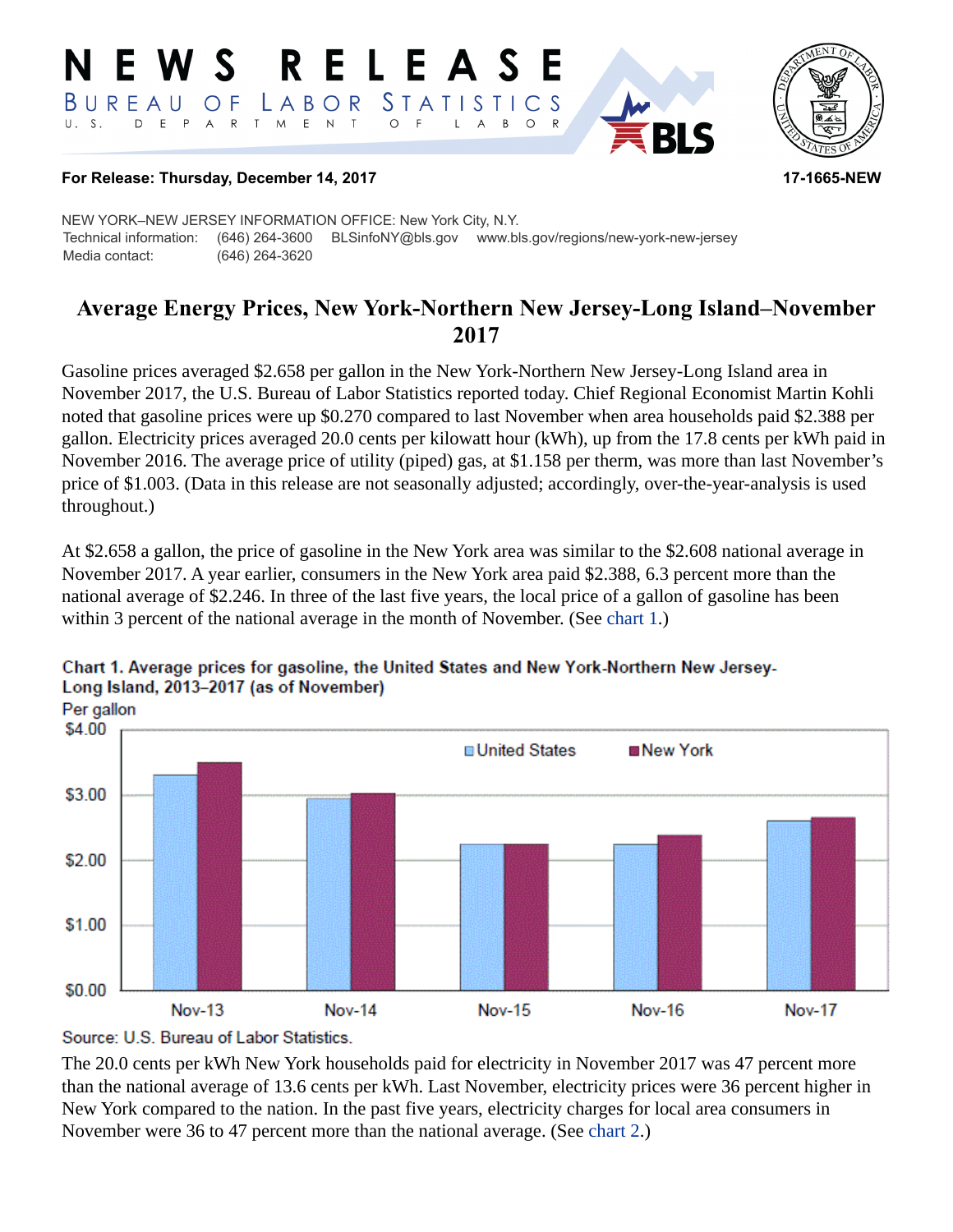# NEWS RELEASE

BUREAU OF LABOR STATISTICS
U. S. DEPARTMENT OF LABOR

**For Release: Thursday, December 14, 2017** **17-1665-NEW**

NEW YORK–NEW JERSEY INFORMATION OFFICE: New York City, N.Y.
Technical information: (646) 264-3600 BLSinfoNY@bls.gov www.bls.gov/regions/new-york-new-jersey
Media contact: (646) 264-3620

## Average Energy Prices, New York-Northern New Jersey-Long Island–November 2017

Gasoline prices averaged $2.658 per gallon in the New York-Northern New Jersey-Long Island area in November 2017, the U.S. Bureau of Labor Statistics reported today. Chief Regional Economist Martin Kohli noted that gasoline prices were up $0.270 compared to last November when area households paid $2.388 per gallon. Electricity prices averaged 20.0 cents per kilowatt hour (kWh), up from the 17.8 cents per kWh paid in November 2016. The average price of utility (piped) gas, at $1.158 per therm, was more than last November's price of $1.003. (Data in this release are not seasonally adjusted; accordingly, over-the-year-analysis is used throughout.)

At $2.658 a gallon, the price of gasoline in the New York area was similar to the $2.608 national average in November 2017. A year earlier, consumers in the New York area paid $2.388, 6.3 percent more than the national average of $2.246. In three of the last five years, the local price of a gallon of gasoline has been within 3 percent of the national average in the month of November. (See chart 1.)

**Chart 1. Average prices for gasoline, the United States and New York-Northern New Jersey-Long Island, 2013–2017 (as of November)**

Source: U.S. Bureau of Labor Statistics.

The 20.0 cents per kWh New York households paid for electricity in November 2017 was 47 percent more than the national average of 13.6 cents per kWh. Last November, electricity prices were 36 percent higher in New York compared to the nation. In the past five years, electricity charges for local area consumers in November were 36 to 47 percent more than the national average. (See chart 2.)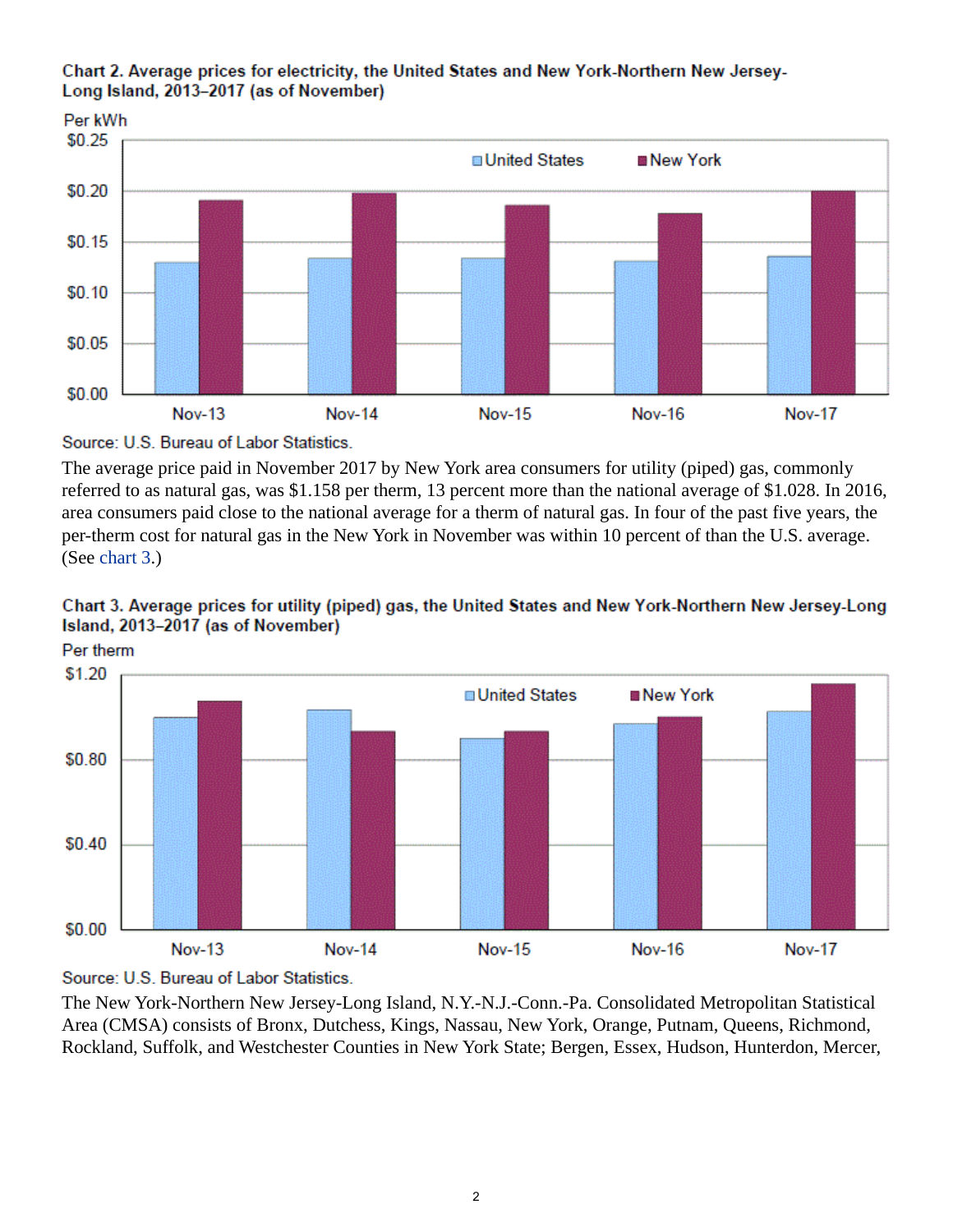**Chart 2. Average prices for electricity, the United States and New York-Northern New Jersey-Long Island, 2013–2017 (as of November)**

Source: U.S. Bureau of Labor Statistics.

The average price paid in November 2017 by New York area consumers for utility (piped) gas, commonly referred to as natural gas, was $1.158 per therm, 13 percent more than the national average of $1.028. In 2016, area consumers paid close to the national average for a therm of natural gas. In four of the past five years, the per-therm cost for natural gas in the New York in November was within 10 percent of than the U.S. average. (See chart 3.)

**Chart 3. Average prices for utility (piped) gas, the United States and New York-Northern New Jersey-Long Island, 2013–2017 (as of November)**

Source: U.S. Bureau of Labor Statistics.

The New York-Northern New Jersey-Long Island, N.Y.-N.J.-Conn.-Pa. Consolidated Metropolitan Statistical Area (CMSA) consists of Bronx, Dutchess, Kings, Nassau, New York, Orange, Putnam, Queens, Richmond, Rockland, Suffolk, and Westchester Counties in New York State; Bergen, Essex, Hudson, Hunterdon, Mercer,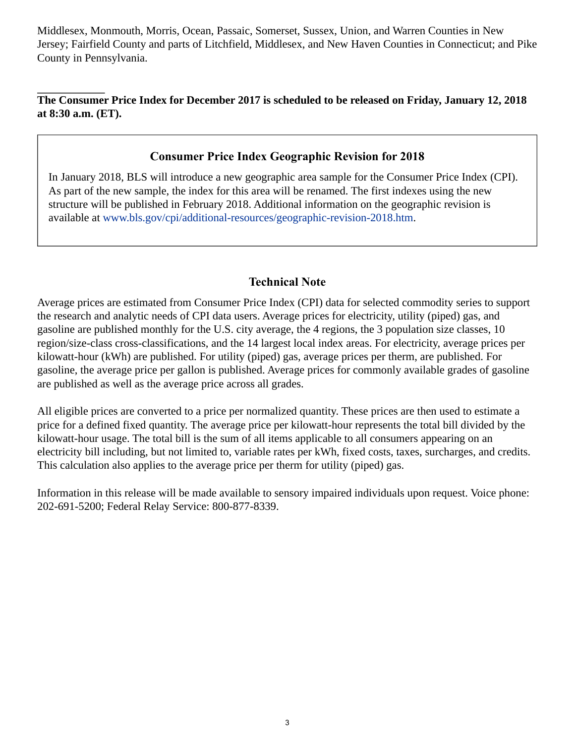Middlesex, Monmouth, Morris, Ocean, Passaic, Somerset, Sussex, Union, and Warren Counties in New Jersey; Fairfield County and parts of Litchfield, Middlesex, and New Haven Counties in Connecticut; and Pike County in Pennsylvania.

**The Consumer Price Index for December 2017 is scheduled to be released on Friday, January 12, 2018 at 8:30 a.m. (ET).**

### Consumer Price Index Geographic Revision for 2018

In January 2018, BLS will introduce a new geographic area sample for the Consumer Price Index (CPI). As part of the new sample, the index for this area will be renamed. The first indexes using the new structure will be published in February 2018. Additional information on the geographic revision is available at www.bls.gov/cpi/additional-resources/geographic-revision-2018.htm.

## Technical Note

Average prices are estimated from Consumer Price Index (CPI) data for selected commodity series to support the research and analytic needs of CPI data users. Average prices for electricity, utility (piped) gas, and gasoline are published monthly for the U.S. city average, the 4 regions, the 3 population size classes, 10 region/size-class cross-classifications, and the 14 largest local index areas. For electricity, average prices per kilowatt-hour (kWh) are published. For utility (piped) gas, average prices per therm, are published. For gasoline, the average price per gallon is published. Average prices for commonly available grades of gasoline are published as well as the average price across all grades.

All eligible prices are converted to a price per normalized quantity. These prices are then used to estimate a price for a defined fixed quantity. The average price per kilowatt-hour represents the total bill divided by the kilowatt-hour usage. The total bill is the sum of all items applicable to all consumers appearing on an electricity bill including, but not limited to, variable rates per kWh, fixed costs, taxes, surcharges, and credits. This calculation also applies to the average price per therm for utility (piped) gas.

Information in this release will be made available to sensory impaired individuals upon request. Voice phone: 202-691-5200; Federal Relay Service: 800-877-8339.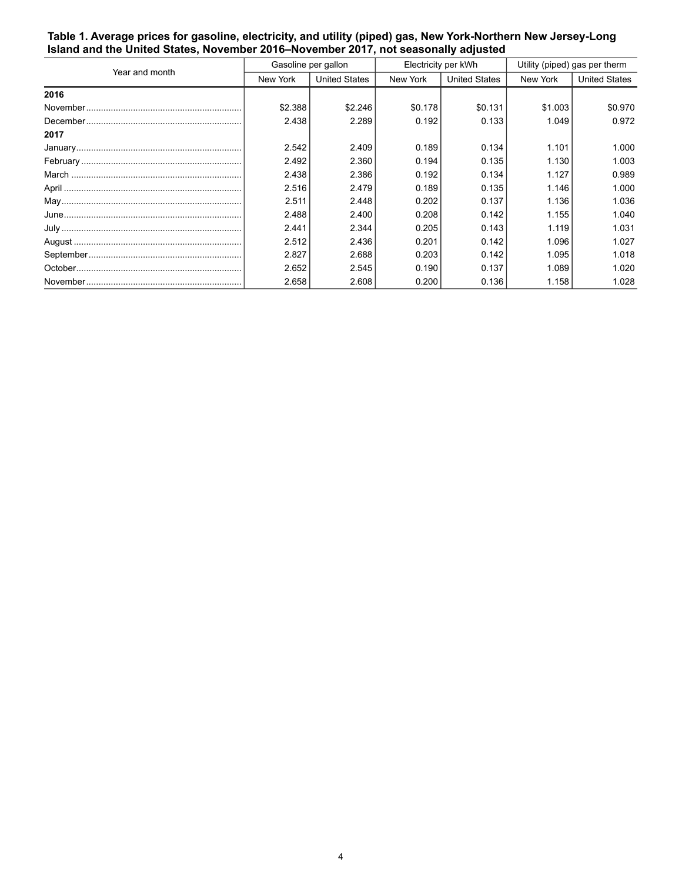**Table 1. Average prices for gasoline, electricity, and utility (piped) gas, New York-Northern New Jersey-Long Island and the United States, November 2016–November 2017, not seasonally adjusted**

| Year and month | Gasoline per gallon | | Electricity per kWh | | Utility (piped) gas per therm | |
|---|---|---|---|---|---|---|
| | New York | United States | New York | United States | New York | United States |
| **2016** | | | | | | |
| November | $2.388 | $2.246 | $0.178 | $0.131 | $1.003 | $0.970 |
| December | 2.438 | 2.289 | 0.192 | 0.133 | 1.049 | 0.972 |
| **2017** | | | | | | |
| January | 2.542 | 2.409 | 0.189 | 0.134 | 1.101 | 1.000 |
| February | 2.492 | 2.360 | 0.194 | 0.135 | 1.130 | 1.003 |
| March | 2.438 | 2.386 | 0.192 | 0.134 | 1.127 | 0.989 |
| April | 2.516 | 2.479 | 0.189 | 0.135 | 1.146 | 1.000 |
| May | 2.511 | 2.448 | 0.202 | 0.137 | 1.136 | 1.036 |
| June | 2.488 | 2.400 | 0.208 | 0.142 | 1.155 | 1.040 |
| July | 2.441 | 2.344 | 0.205 | 0.143 | 1.119 | 1.031 |
| August | 2.512 | 2.436 | 0.201 | 0.142 | 1.096 | 1.027 |
| September | 2.827 | 2.688 | 0.203 | 0.142 | 1.095 | 1.018 |
| October | 2.652 | 2.545 | 0.190 | 0.137 | 1.089 | 1.020 |
| November | 2.658 | 2.608 | 0.200 | 0.136 | 1.158 | 1.028 |